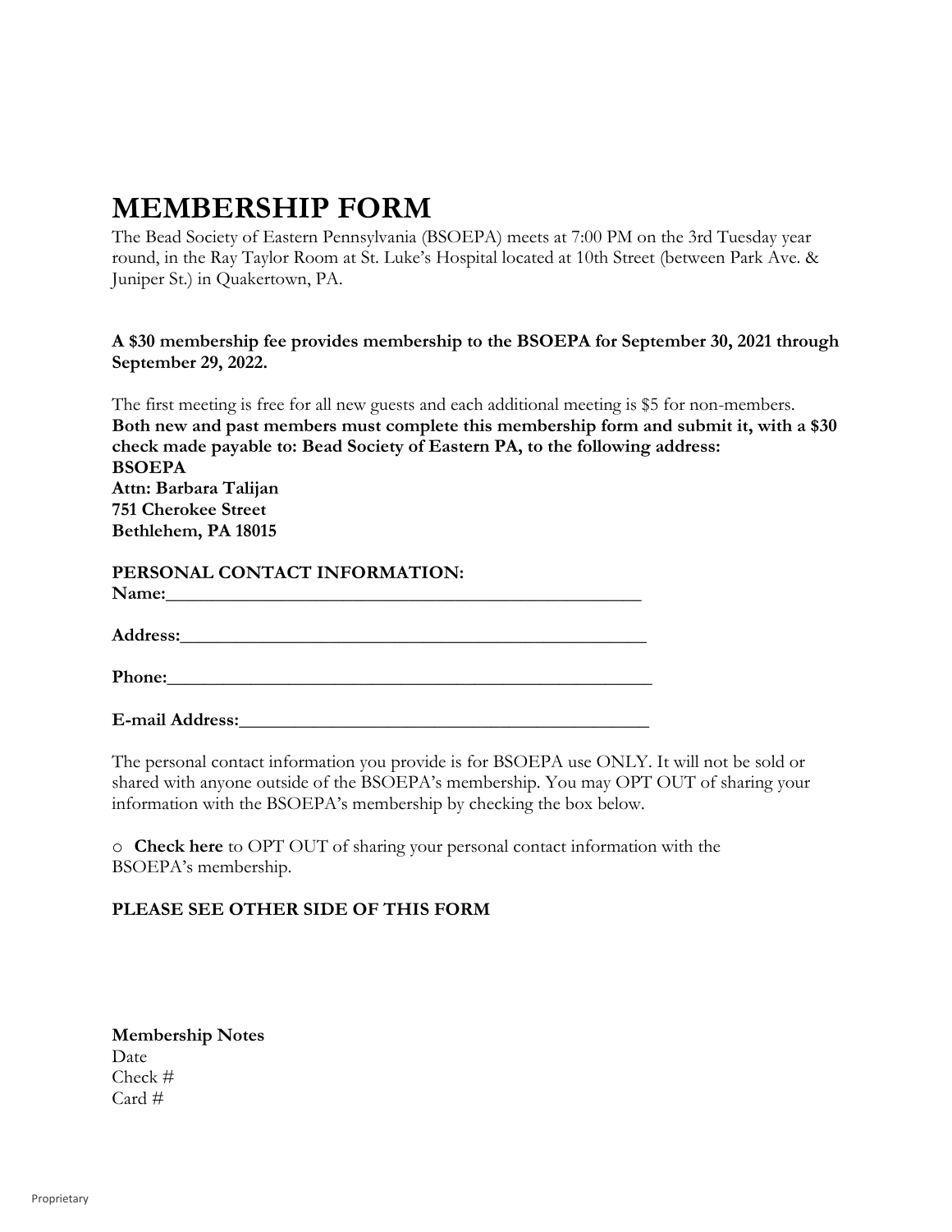# MEMBERSHIP FORM

The Bead Society of Eastern Pennsylvania (BSOEPA) meets at 7:00 PM on the 3rd Tuesday year round, in the Ray Taylor Room at St. Luke's Hospital located at 10th Street (between Park Ave. & Juniper St.) in Quakertown, PA.

**A $30 membership fee provides membership to the BSOEPA for September 30, 2021 through September 29, 2022.**

The first meeting is free for all new guests and each additional meeting is $5 for non-members.
**Both new and past members must complete this membership form and submit it, with a $30 check made payable to: Bead Society of Eastern PA, to the following address:**
**BSOEPA**
**Attn: Barbara Talijan**
**751 Cherokee Street**
**Bethlehem, PA 18015**

**PERSONAL CONTACT INFORMATION:**
**Name:**_______________________________________________________

**Address:**_____________________________________________________

**Phone:**_______________________________________________________

**E-mail Address:**_______________________________________________

The personal contact information you provide is for BSOEPA use ONLY. It will not be sold or shared with anyone outside of the BSOEPA's membership. You may OPT OUT of sharing your information with the BSOEPA's membership by checking the box below.

○ **Check here** to OPT OUT of sharing your personal contact information with the BSOEPA's membership.

**PLEASE SEE OTHER SIDE OF THIS FORM**

**Membership Notes**
Date
Check #
Card #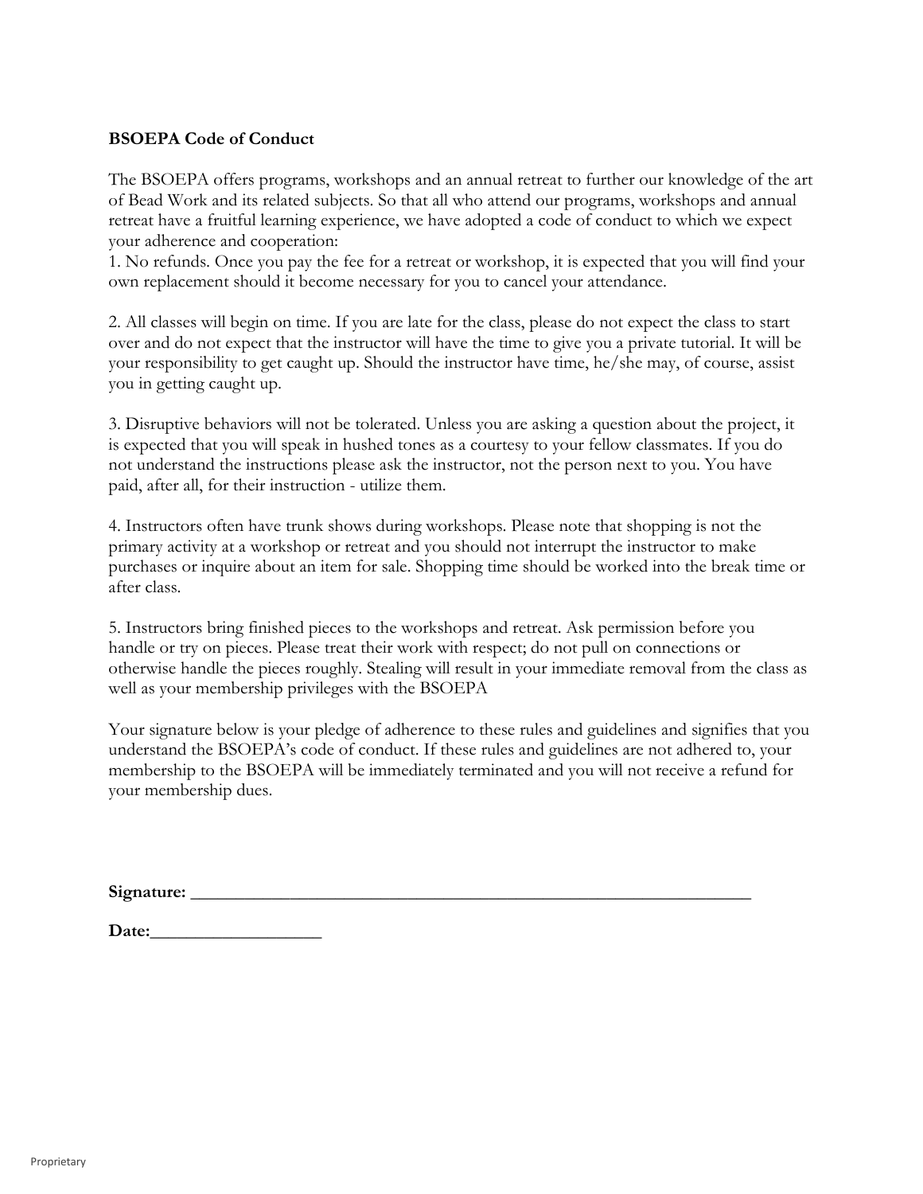**BSOEPA Code of Conduct**

The BSOEPA offers programs, workshops and an annual retreat to further our knowledge of the art of Bead Work and its related subjects. So that all who attend our programs, workshops and annual retreat have a fruitful learning experience, we have adopted a code of conduct to which we expect your adherence and cooperation:

1. No refunds. Once you pay the fee for a retreat or workshop, it is expected that you will find your own replacement should it become necessary for you to cancel your attendance.

2. All classes will begin on time. If you are late for the class, please do not expect the class to start over and do not expect that the instructor will have the time to give you a private tutorial. It will be your responsibility to get caught up. Should the instructor have time, he/she may, of course, assist you in getting caught up.

3. Disruptive behaviors will not be tolerated. Unless you are asking a question about the project, it is expected that you will speak in hushed tones as a courtesy to your fellow classmates. If you do not understand the instructions please ask the instructor, not the person next to you. You have paid, after all, for their instruction - utilize them.

4. Instructors often have trunk shows during workshops. Please note that shopping is not the primary activity at a workshop or retreat and you should not interrupt the instructor to make purchases or inquire about an item for sale. Shopping time should be worked into the break time or after class.

5. Instructors bring finished pieces to the workshops and retreat. Ask permission before you handle or try on pieces. Please treat their work with respect; do not pull on connections or otherwise handle the pieces roughly. Stealing will result in your immediate removal from the class as well as your membership privileges with the BSOEPA

Your signature below is your pledge of adherence to these rules and guidelines and signifies that you understand the BSOEPA's code of conduct. If these rules and guidelines are not adhered to, your membership to the BSOEPA will be immediately terminated and you will not receive a refund for your membership dues.

**Signature:** _______________________________________________________________

**Date:**___________________

Proprietary